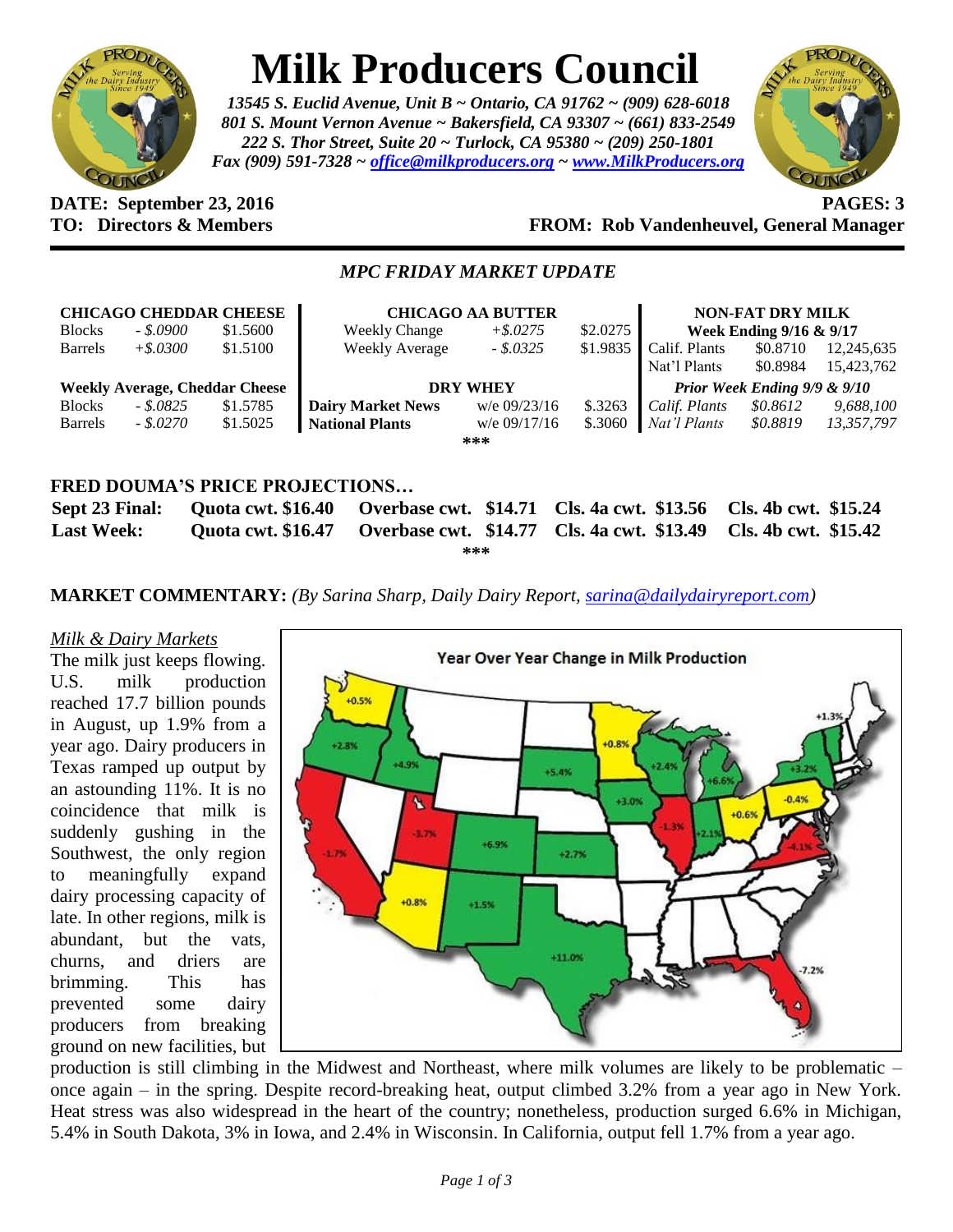# Milk Producers Council

*13545 S. Euclid Avenue, Unit B ~ Ontario, CA 91762 ~ (909) 628-6018*
*801 S. Mount Vernon Avenue ~ Bakersfield, CA 93307 ~ (661) 833-2549*
*222 S. Thor Street, Suite 20 ~ Turlock, CA 95380 ~ (209) 250-1801*
*Fax (909) 591-7328 ~ office@milkproducers.org ~ www.MilkProducers.org*

**DATE: September 23, 2016** **PAGES: 3**
**TO: Directors & Members** **FROM: Rob Vandenheuvel, General Manager**

## *MPC FRIDAY MARKET UPDATE*

| **CHICAGO CHEDDAR CHEESE** | | | **CHICAGO AA BUTTER** | | | **NON-FAT DRY MILK** | | |
|---|---|---|---|---|---|---|---|---|
| Blocks | *- $.0900* | $1.5600 | Weekly Change | *+$.0275* | $2.0275 | **Week Ending 9/16 & 9/17** | | |
| Barrels | *+$.0300* | $1.5100 | Weekly Average | *- $.0325* | $1.9835 | Calif. Plants | $0.8710 | 12,245,635 |
| | | | | | | Nat'l Plants | $0.8984 | 15,423,762 |
| **Weekly Average, Cheddar Cheese** | | | **DRY WHEY** | | | ***Prior Week Ending 9/9 & 9/10*** | | |
| Blocks | *- $.0825* | $1.5785 | **Dairy Market News** | w/e 09/23/16 | $.3263 | *Calif. Plants* | *$0.8612* | *9,688,100* |
| Barrels | *- $.0270* | $1.5025 | **National Plants** | w/e 09/17/16 | $.3060 | *Nat'l Plants* | *$0.8819* | *13,357,797* |

\*\*\*

## FRED DOUMA'S PRICE PROJECTIONS…

| | | | | |
|---|---|---|---|---|
| **Sept 23 Final:** | **Quota cwt. $16.40** | **Overbase cwt. $14.71** | **Cls. 4a cwt. $13.56** | **Cls. 4b cwt. $15.24** |
| **Last Week:** | **Quota cwt. $16.47** | **Overbase cwt. $14.77** | **Cls. 4a cwt. $13.49** | **Cls. 4b cwt. $15.42** |

\*\*\*

**MARKET COMMENTARY:** *(By Sarina Sharp, Daily Dairy Report, sarina@dailydairyreport.com)*

*Milk & Dairy Markets*

Year Over Year Change in Milk Production

The milk just keeps flowing. U.S. milk production reached 17.7 billion pounds in August, up 1.9% from a year ago. Dairy producers in Texas ramped up output by an astounding 11%. It is no coincidence that milk is suddenly gushing in the Southwest, the only region to meaningfully expand dairy processing capacity of late. In other regions, milk is abundant, but the vats, churns, and driers are brimming. This has prevented some dairy producers from breaking ground on new facilities, but production is still climbing in the Midwest and Northeast, where milk volumes are likely to be problematic – once again – in the spring. Despite record-breaking heat, output climbed 3.2% from a year ago in New York. Heat stress was also widespread in the heart of the country; nonetheless, production surged 6.6% in Michigan, 5.4% in South Dakota, 3% in Iowa, and 2.4% in Wisconsin. In California, output fell 1.7% from a year ago.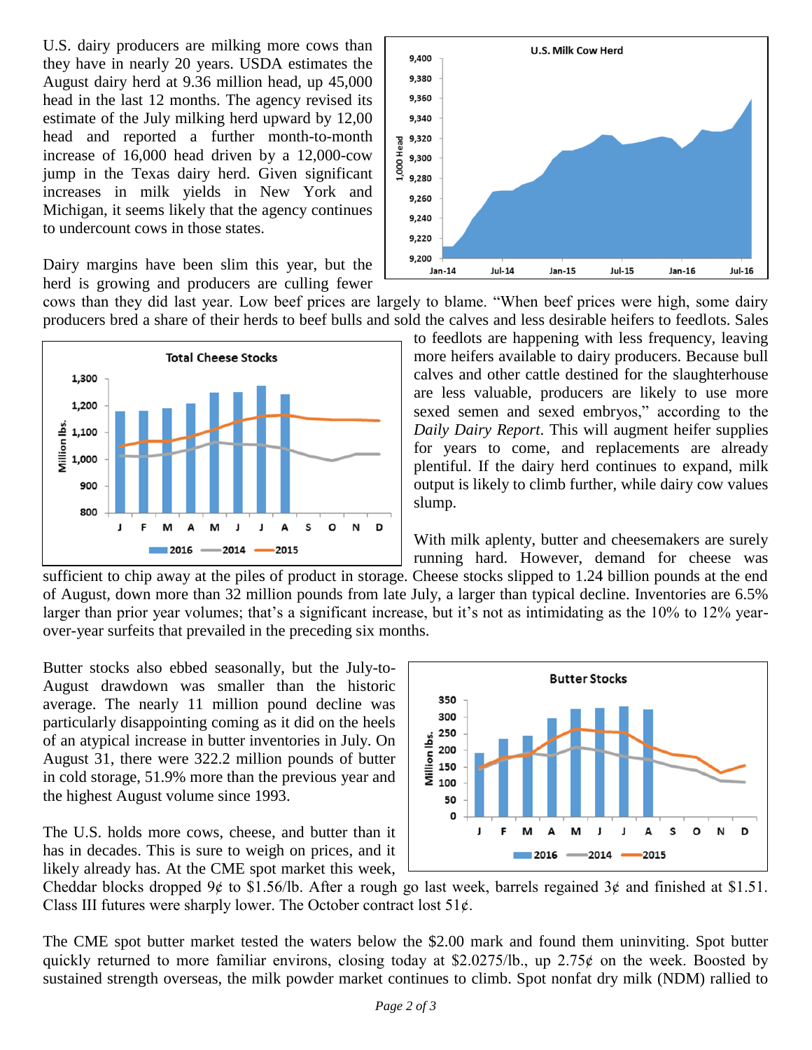U.S. dairy producers are milking more cows than they have in nearly 20 years. USDA estimates the August dairy herd at 9.36 million head, up 45,000 head in the last 12 months. The agency revised its estimate of the July milking herd upward by 12,00 head and reported a further month-to-month increase of 16,000 head driven by a 12,000-cow jump in the Texas dairy herd. Given significant increases in milk yields in New York and Michigan, it seems likely that the agency continues to undercount cows in those states.

Dairy margins have been slim this year, but the herd is growing and producers are culling fewer cows than they did last year. Low beef prices are largely to blame. "When beef prices were high, some dairy producers bred a share of their herds to beef bulls and sold the calves and less desirable heifers to feedlots. Sales to feedlots are happening with less frequency, leaving more heifers available to dairy producers. Because bull calves and other cattle destined for the slaughterhouse are less valuable, producers are likely to use more sexed semen and sexed embryos," according to the *Daily Dairy Report*. This will augment heifer supplies for years to come, and replacements are already plentiful. If the dairy herd continues to expand, milk output is likely to climb further, while dairy cow values slump.

With milk aplenty, butter and cheesemakers are surely running hard. However, demand for cheese was sufficient to chip away at the piles of product in storage. Cheese stocks slipped to 1.24 billion pounds at the end of August, down more than 32 million pounds from late July, a larger than typical decline. Inventories are 6.5% larger than prior year volumes; that's a significant increase, but it's not as intimidating as the 10% to 12% year-over-year surfeits that prevailed in the preceding six months.

Butter stocks also ebbed seasonally, but the July-to-August drawdown was smaller than the historic average. The nearly 11 million pound decline was particularly disappointing coming as it did on the heels of an atypical increase in butter inventories in July. On August 31, there were 322.2 million pounds of butter in cold storage, 51.9% more than the previous year and the highest August volume since 1993.

The U.S. holds more cows, cheese, and butter than it has in decades. This is sure to weigh on prices, and it likely already has. At the CME spot market this week, Cheddar blocks dropped 9¢ to $1.56/lb. After a rough go last week, barrels regained 3¢ and finished at $1.51. Class III futures were sharply lower. The October contract lost 51¢.

The CME spot butter market tested the waters below the $2.00 mark and found them uninviting. Spot butter quickly returned to more familiar environs, closing today at $2.0275/lb., up 2.75¢ on the week. Boosted by sustained strength overseas, the milk powder market continues to climb. Spot nonfat dry milk (NDM) rallied to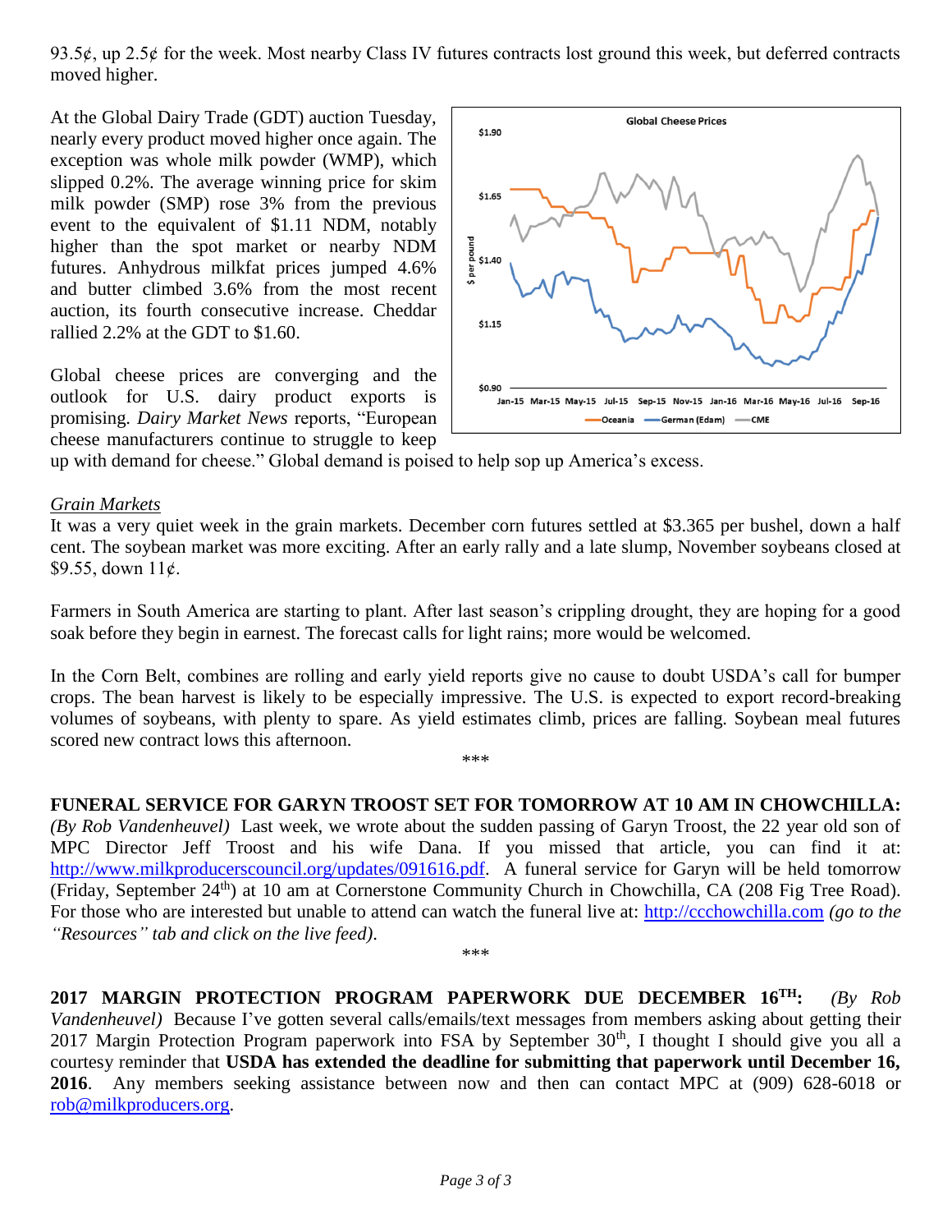93.5¢, up 2.5¢ for the week. Most nearby Class IV futures contracts lost ground this week, but deferred contracts moved higher.

At the Global Dairy Trade (GDT) auction Tuesday, nearly every product moved higher once again. The exception was whole milk powder (WMP), which slipped 0.2%. The average winning price for skim milk powder (SMP) rose 3% from the previous event to the equivalent of $1.11 NDM, notably higher than the spot market or nearby NDM futures. Anhydrous milkfat prices jumped 4.6% and butter climbed 3.6% from the most recent auction, its fourth consecutive increase. Cheddar rallied 2.2% at the GDT to $1.60.

Global Cheese Prices

$1.90
$1.65
$1.40
$1.15
$0.90

$ per pound

Jan-15 Mar-15 May-15 Jul-15 Sep-15 Nov-15 Jan-16 Mar-16 May-16 Jul-16 Sep-16

Oceania German (Edam) CME

Global cheese prices are converging and the outlook for U.S. dairy product exports is promising. *Dairy Market News* reports, "European cheese manufacturers continue to struggle to keep up with demand for cheese." Global demand is poised to help sop up America's excess.

*Grain Markets*

It was a very quiet week in the grain markets. December corn futures settled at $3.365 per bushel, down a half cent. The soybean market was more exciting. After an early rally and a late slump, November soybeans closed at $9.55, down 11¢.

Farmers in South America are starting to plant. After last season's crippling drought, they are hoping for a good soak before they begin in earnest. The forecast calls for light rains; more would be welcomed.

In the Corn Belt, combines are rolling and early yield reports give no cause to doubt USDA's call for bumper crops. The bean harvest is likely to be especially impressive. The U.S. is expected to export record-breaking volumes of soybeans, with plenty to spare. As yield estimates climb, prices are falling. Soybean meal futures scored new contract lows this afternoon.

***

**FUNERAL SERVICE FOR GARYN TROOST SET FOR TOMORROW AT 10 AM IN CHOWCHILLA:** *(By Rob Vandenheuvel)* Last week, we wrote about the sudden passing of Garyn Troost, the 22 year old son of MPC Director Jeff Troost and his wife Dana. If you missed that article, you can find it at: http://www.milkproducerscouncil.org/updates/091616.pdf. A funeral service for Garyn will be held tomorrow (Friday, September 24th) at 10 am at Cornerstone Community Church in Chowchilla, CA (208 Fig Tree Road). For those who are interested but unable to attend can watch the funeral live at: http://ccchowchilla.com *(go to the "Resources" tab and click on the live feed)*.

***

**2017 MARGIN PROTECTION PROGRAM PAPERWORK DUE DECEMBER 16TH:** *(By Rob Vandenheuvel)* Because I've gotten several calls/emails/text messages from members asking about getting their 2017 Margin Protection Program paperwork into FSA by September 30th, I thought I should give you all a courtesy reminder that **USDA has extended the deadline for submitting that paperwork until December 16, 2016**. Any members seeking assistance between now and then can contact MPC at (909) 628-6018 or rob@milkproducers.org.